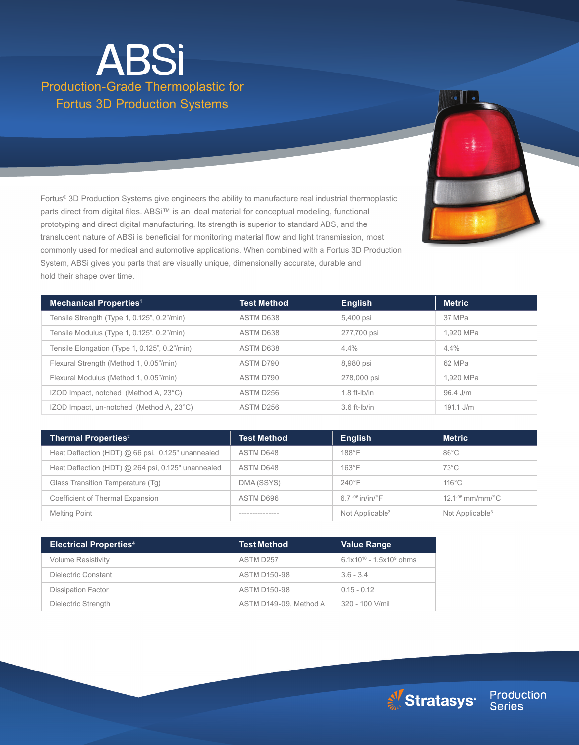# ABSi

## Production-Grade Thermoplastic for Fortus 3D Production Systems

Fortus® 3D Production Systems give engineers the ability to manufacture real industrial thermoplastic parts direct from digital files. ABSi™ is an ideal material for conceptual modeling, functional prototyping and direct digital manufacturing. Its strength is superior to standard ABS, and the translucent nature of ABSi is beneficial for monitoring material flow and light transmission, most commonly used for medical and automotive applications. When combined with a Fortus 3D Production System, ABSi gives you parts that are visually unique, dimensionally accurate, durable and hold their shape over time.

| Mechanical Properties[1] | Test Method | English | Metric |
|---|---|---|---|
| Tensile Strength (Type 1, 0.125", 0.2"/min) | ASTM D638 | 5,400 psi | 37 MPa |
| Tensile Modulus (Type 1, 0.125", 0.2"/min) | ASTM D638 | 277,700 psi | 1,920 MPa |
| Tensile Elongation (Type 1, 0.125", 0.2"/min) | ASTM D638 | 4.4% | 4.4% |
| Flexural Strength (Method 1, 0.05"/min) | ASTM D790 | 8,980 psi | 62 MPa |
| Flexural Modulus (Method 1, 0.05"/min) | ASTM D790 | 278,000 psi | 1,920 MPa |
| IZOD Impact, notched (Method A, 23°C) | ASTM D256 | 1.8 ft-lb/in | 96.4 J/m |
| IZOD Impact, un-notched (Method A, 23°C) | ASTM D256 | 3.6 ft-lb/in | 191.1 J/m |

| Thermal Properties[2] | Test Method | English | Metric |
|---|---|---|---|
| Heat Deflection (HDT) @ 66 psi, 0.125" unannealed | ASTM D648 | 188°F | 86°C |
| Heat Deflection (HDT) @ 264 psi, 0.125" unannealed | ASTM D648 | 163°F | 73°C |
| Glass Transition Temperature (Tg) | DMA (SSYS) | 240°F | 116°C |
| Coefficient of Thermal Expansion | ASTM D696 | $6.7^{-06}$ in/in/°F | $12.1^{-05}$ mm/mm/°C |
| Melting Point | --------------- | Not Applicable[3] | Not Applicable[3] |

| Electrical Properties[4] | Test Method | Value Range |
|---|---|---|
| Volume Resistivity | ASTM D257 | $6.1 \times 10^{10}$ - $1.5 \times 10^{9}$ ohms |
| Dielectric Constant | ASTM D150-98 | 3.6 - 3.4 |
| Dissipation Factor | ASTM D150-98 | 0.15 - 0.12 |
| Dielectric Strength | ASTM D149-09, Method A | 320 - 100 V/mil |

Stratasys | Production Series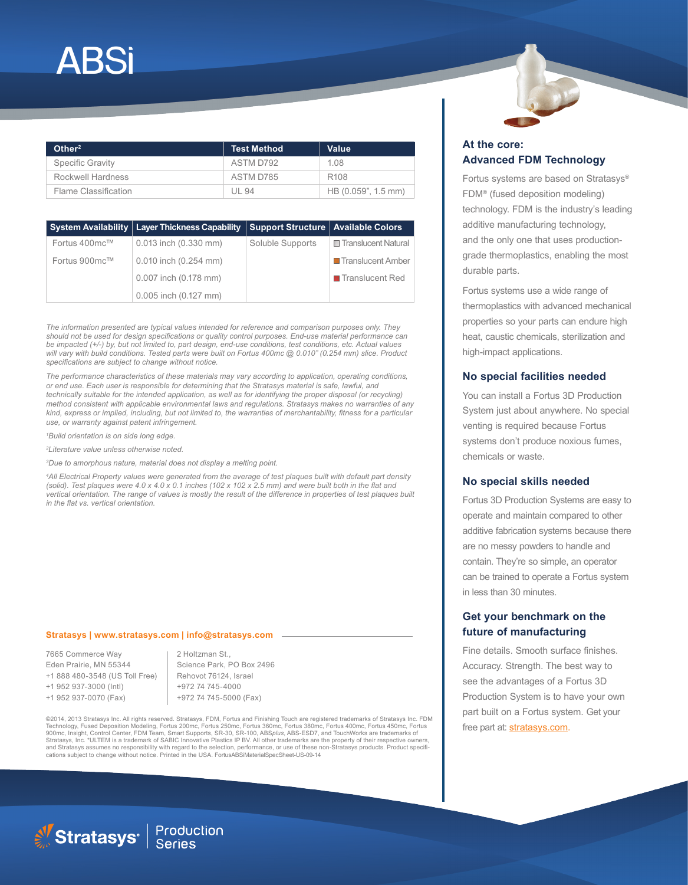# ABSi

| Other[2] | Test Method | Value |
|---|---|---|
| Specific Gravity | ASTM D792 | 1.08 |
| Rockwell Hardness | ASTM D785 | R108 |
| Flame Classification | UL 94 | HB (0.059", 1.5 mm) |

| System Availability | Layer Thickness Capability | Support Structure | Available Colors |
|---|---|---|---|
| Fortus 400mc™ | 0.013 inch (0.330 mm) | Soluble Supports | Translucent Natural |
| Fortus 900mc™ | 0.010 inch (0.254 mm) | | Translucent Amber |
| | 0.007 inch (0.178 mm) | | Translucent Red |
| | 0.005 inch (0.127 mm) | | |

*The information presented are typical values intended for reference and comparison purposes only. They should not be used for design specifications or quality control purposes. End-use material performance can be impacted (+/-) by, but not limited to, part design, end-use conditions, test conditions, etc. Actual values will vary with build conditions. Tested parts were built on Fortus 400mc @ 0.010" (0.254 mm) slice. Product specifications are subject to change without notice.*

*The performance characteristics of these materials may vary according to application, operating conditions, or end use. Each user is responsible for determining that the Stratasys material is safe, lawful, and technically suitable for the intended application, as well as for identifying the proper disposal (or recycling) method consistent with applicable environmental laws and regulations. Stratasys makes no warranties of any kind, express or implied, including, but not limited to, the warranties of merchantability, fitness for a particular use, or warranty against patent infringement.*

*[1]Build orientation is on side long edge.*

*[2]Literature value unless otherwise noted.*

*[3]Due to amorphous nature, material does not display a melting point.*

*[4]All Electrical Property values were generated from the average of test plaques built with default part density (solid). Test plaques were 4.0 x 4.0 x 0.1 inches (102 x 102 x 2.5 mm) and were built both in the flat and vertical orientation. The range of values is mostly the result of the difference in properties of test plaques built in the flat vs. vertical orientation.*

## At the core: Advanced FDM Technology

Fortus systems are based on Stratasys® FDM® (fused deposition modeling) technology. FDM is the industry's leading additive manufacturing technology, and the only one that uses production-grade thermoplastics, enabling the most durable parts.

Fortus systems use a wide range of thermoplastics with advanced mechanical properties so your parts can endure high heat, caustic chemicals, sterilization and high-impact applications.

## No special facilities needed

You can install a Fortus 3D Production System just about anywhere. No special venting is required because Fortus systems don't produce noxious fumes, chemicals or waste.

## No special skills needed

Fortus 3D Production Systems are easy to operate and maintain compared to other additive fabrication systems because there are no messy powders to handle and contain. They're so simple, an operator can be trained to operate a Fortus system in less than 30 minutes.

## Get your benchmark on the future of manufacturing

Fine details. Smooth surface finishes. Accuracy. Strength. The best way to see the advantages of a Fortus 3D Production System is to have your own part built on a Fortus system. Get your free part at: stratasys.com.

**Stratasys | www.stratasys.com | info@stratasys.com**

7665 Commerce Way
Eden Prairie, MN 55344
+1 888 480-3548 (US Toll Free)
+1 952 937-3000 (Intl)
+1 952 937-0070 (Fax)

2 Holtzman St.,
Science Park, PO Box 2496
Rehovot 76124, Israel
+972 74 745-4000
+972 74 745-5000 (Fax)

©2014, 2013 Stratasys Inc. All rights reserved. Stratasys, FDM, Fortus and Finishing Touch are registered trademarks of Stratasys Inc. FDM Technology, Fused Deposition Modeling, Fortus 200mc, Fortus 250mc, Fortus 360mc, Fortus 380mc, Fortus 400mc, Fortus 450mc, Fortus 900mc, Insight, Control Center, FDM Team, Smart Supports, SR-30, SR-100, ABS*plus*, ABS-ESD7, and TouchWorks are trademarks of Stratasys, Inc. *ULTEM is a trademark of SABIC Innovative Plastics IP BV. All other trademarks are the property of their respective owners, and Stratasys assumes no responsibility with regard to the selection, performance, or use of these non-Stratasys products. Product specifications subject to change without notice. Printed in the USA. FortusABSiMaterialSpecSheet-US-09-14

Stratasys | Production Series